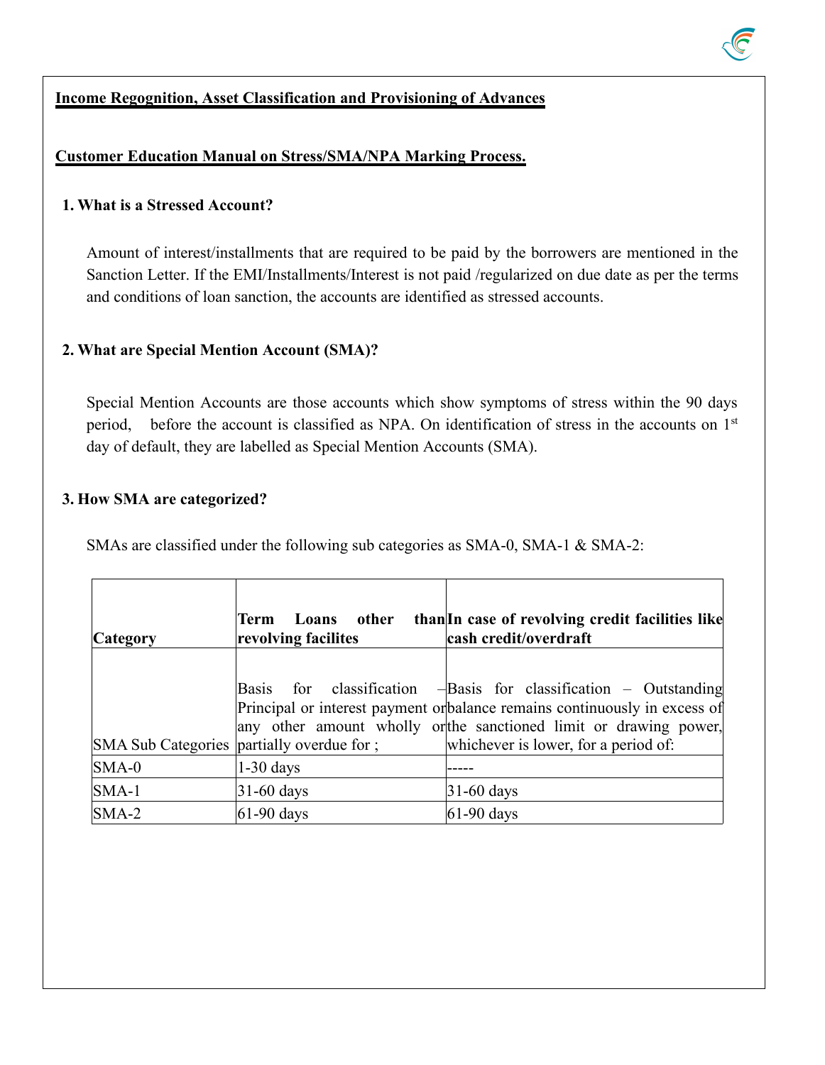**Income Regognition, Asset Classification and Provisioning of Advances**

**Customer Education Manual on Stress/SMA/NPA Marking Process.**

### 1. What is a Stressed Account?

Amount of interest/installments that are required to be paid by the borrowers are mentioned in the Sanction Letter. If the EMI/Installments/Interest is not paid /regularized on due date as per the terms and conditions of loan sanction, the accounts are identified as stressed accounts.

### 2. What are Special Mention Account (SMA)?

Special Mention Accounts are those accounts which show symptoms of stress within the 90 days period, before the account is classified as NPA. On identification of stress in the accounts on 1st day of default, they are labelled as Special Mention Accounts (SMA).

### 3. How SMA are categorized?

SMAs are classified under the following sub categories as SMA-0, SMA-1 & SMA-2:

| **Category** | **Term Loans other than revolving facilites** | **In case of revolving credit facilities like cash credit/overdraft** |
|---|---|---|
| SMA Sub Categories | Basis for classification – Principal or interest payment or any other amount wholly or partially overdue for ; | Basis for classification – Outstanding balance remains continuously in excess of the sanctioned limit or drawing power, whichever is lower, for a period of: |
| SMA-0 | 1-30 days | ----- |
| SMA-1 | 31-60 days | 31-60 days |
| SMA-2 | 61-90 days | 61-90 days |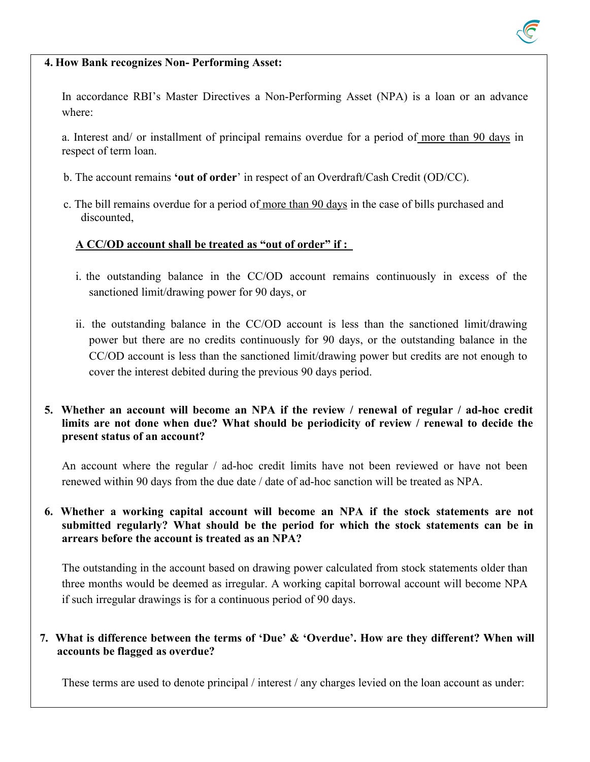**4. How Bank recognizes Non- Performing Asset:**

In accordance RBI's Master Directives a Non-Performing Asset (NPA) is a loan or an advance where:

a. Interest and/ or installment of principal remains overdue for a period of <u>more than 90 days</u> in respect of term loan.

b. The account remains '**out of order**' in respect of an Overdraft/Cash Credit (OD/CC).

c. The bill remains overdue for a period of <u>more than 90 days</u> in the case of bills purchased and discounted,

**<u>A CC/OD account shall be treated as "out of order" if :</u>**

i. the outstanding balance in the CC/OD account remains continuously in excess of the sanctioned limit/drawing power for 90 days, or

ii. the outstanding balance in the CC/OD account is less than the sanctioned limit/drawing power but there are no credits continuously for 90 days, or the outstanding balance in the CC/OD account is less than the sanctioned limit/drawing power but credits are not enough to cover the interest debited during the previous 90 days period.

**5. Whether an account will become an NPA if the review / renewal of regular / ad-hoc credit limits are not done when due? What should be periodicity of review / renewal to decide the present status of an account?**

An account where the regular / ad-hoc credit limits have not been reviewed or have not been renewed within 90 days from the due date / date of ad-hoc sanction will be treated as NPA.

**6. Whether a working capital account will become an NPA if the stock statements are not submitted regularly? What should be the period for which the stock statements can be in arrears before the account is treated as an NPA?**

The outstanding in the account based on drawing power calculated from stock statements older than three months would be deemed as irregular. A working capital borrowal account will become NPA if such irregular drawings is for a continuous period of 90 days.

**7. What is difference between the terms of 'Due' & 'Overdue'. How are they different? When will accounts be flagged as overdue?**

These terms are used to denote principal / interest / any charges levied on the loan account as under: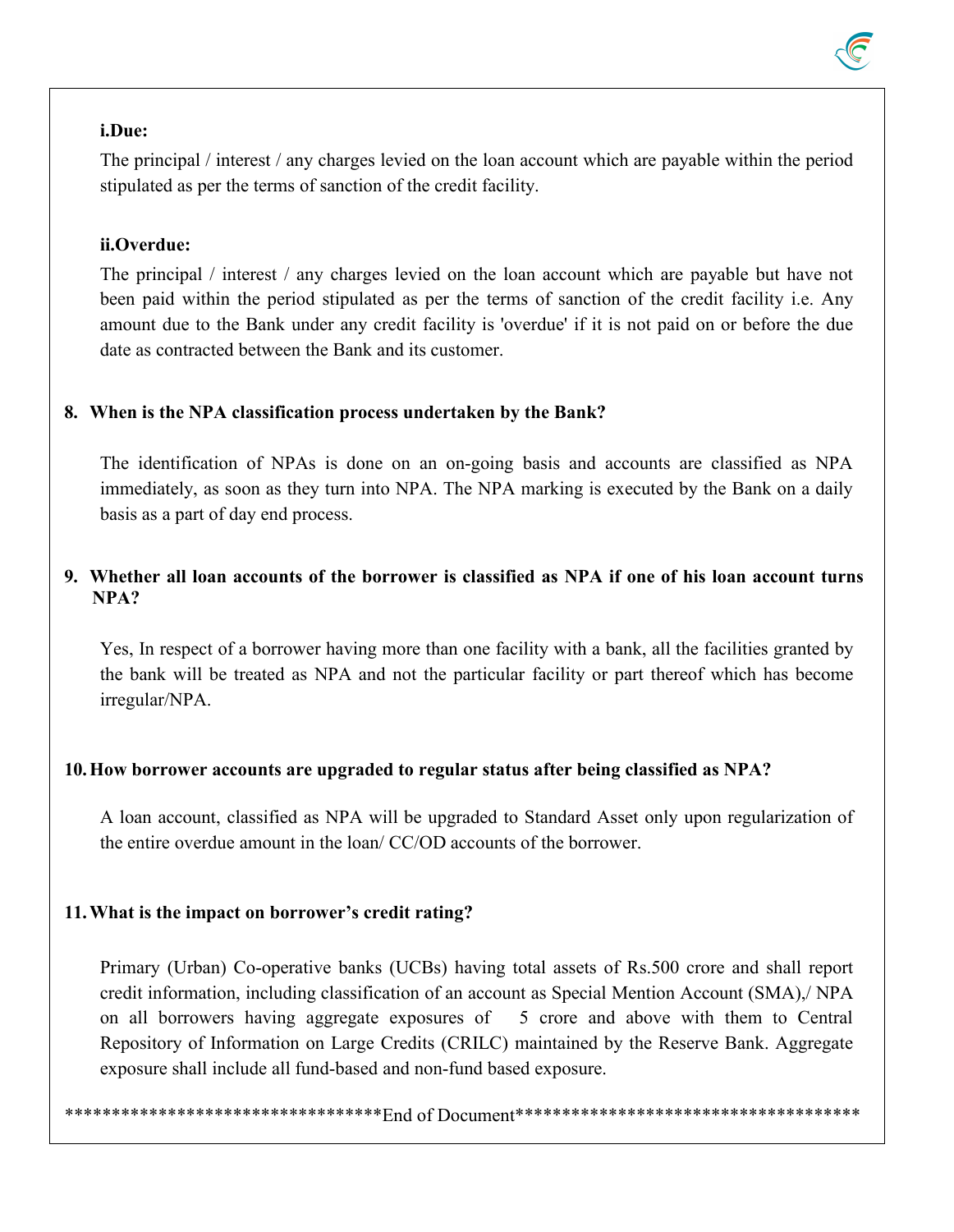**i.Due:**

The principal / interest / any charges levied on the loan account which are payable within the period stipulated as per the terms of sanction of the credit facility.

**ii.Overdue:**

The principal / interest / any charges levied on the loan account which are payable but have not been paid within the period stipulated as per the terms of sanction of the credit facility i.e. Any amount due to the Bank under any credit facility is 'overdue' if it is not paid on or before the due date as contracted between the Bank and its customer.

**8. When is the NPA classification process undertaken by the Bank?**

The identification of NPAs is done on an on-going basis and accounts are classified as NPA immediately, as soon as they turn into NPA. The NPA marking is executed by the Bank on a daily basis as a part of day end process.

**9. Whether all loan accounts of the borrower is classified as NPA if one of his loan account turns NPA?**

Yes, In respect of a borrower having more than one facility with a bank, all the facilities granted by the bank will be treated as NPA and not the particular facility or part thereof which has become irregular/NPA.

**10. How borrower accounts are upgraded to regular status after being classified as NPA?**

A loan account, classified as NPA will be upgraded to Standard Asset only upon regularization of the entire overdue amount in the loan/ CC/OD accounts of the borrower.

**11. What is the impact on borrower's credit rating?**

Primary (Urban) Co-operative banks (UCBs) having total assets of Rs.500 crore and shall report credit information, including classification of an account as Special Mention Account (SMA),/ NPA on all borrowers having aggregate exposures of 5 crore and above with them to Central Repository of Information on Large Credits (CRILC) maintained by the Reserve Bank. Aggregate exposure shall include all fund-based and non-fund based exposure.

**********************************End of Document*************************************